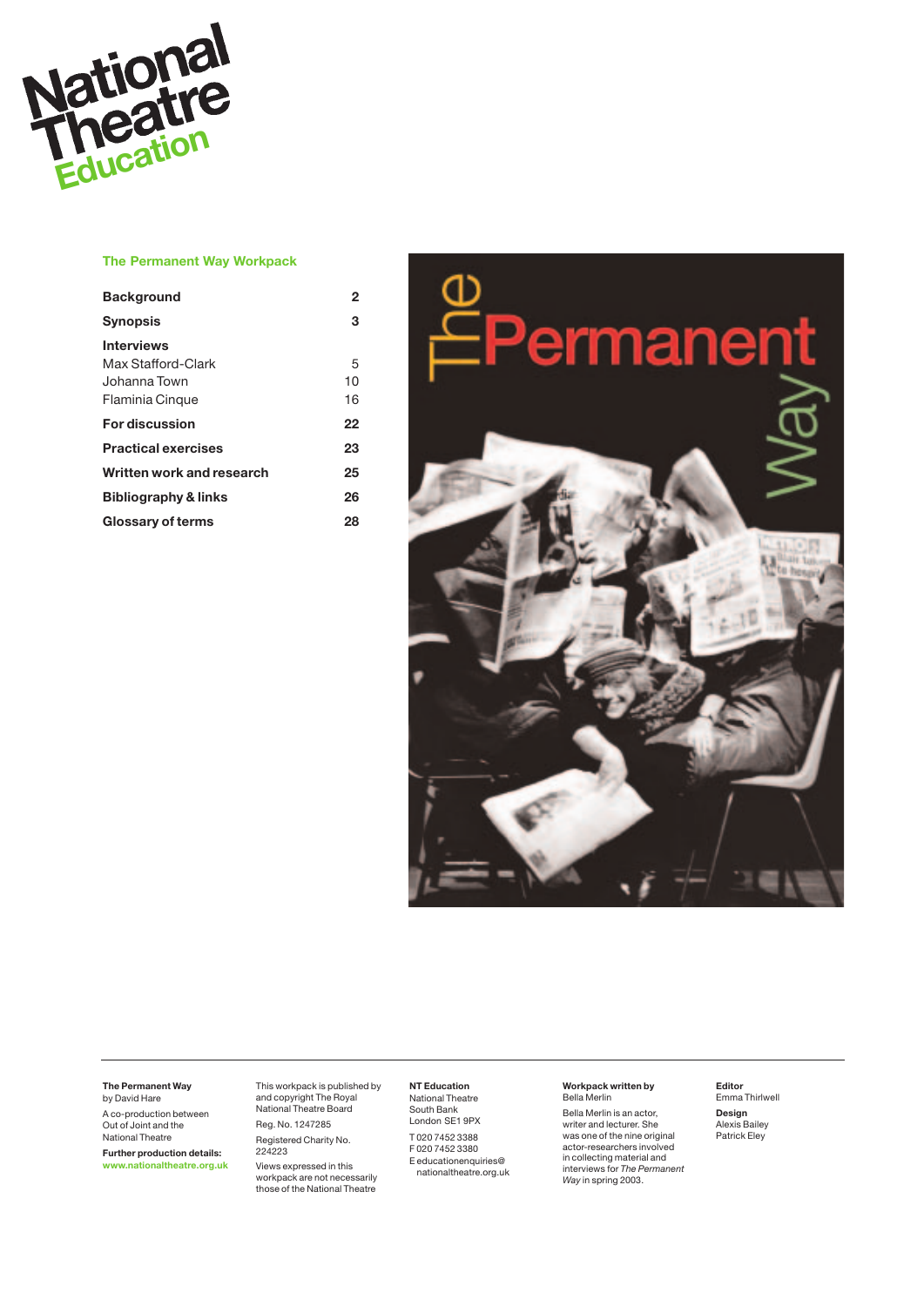National Theatre Education

## The Permanent Way Workpack

| | |
|---|---|
| **Background** | **2** |
| **Synopsis** | **3** |
| **Interviews** | |
| Max Stafford-Clark | 5 |
| Johanna Town | 10 |
| Flaminia Cinque | 16 |
| **For discussion** | **22** |
| **Practical exercises** | **23** |
| **Written work and research** | **25** |
| **Bibliography & links** | **26** |
| **Glossary of terms** | **28** |

**The Permanent Way**
by David Hare

A co-production between Out of Joint and the National Theatre

**Further production details:**
www.nationaltheatre.org.uk

This workpack is published by and copyright The Royal National Theatre Board

Reg. No. 1247285

Registered Charity No. 224223

Views expressed in this workpack are not necessarily those of the National Theatre

**NT Education**
National Theatre
South Bank
London SE1 9PX

T 020 7452 3388
F 020 7452 3380
E educationenquiries@nationaltheatre.org.uk

**Workpack written by**
Bella Merlin

Bella Merlin is an actor, writer and lecturer. She was one of the nine original actor-researchers involved in collecting material and interviews for *The Permanent Way* in spring 2003.

**Editor**
Emma Thirlwell

**Design**
Alexis Bailey
Patrick Eley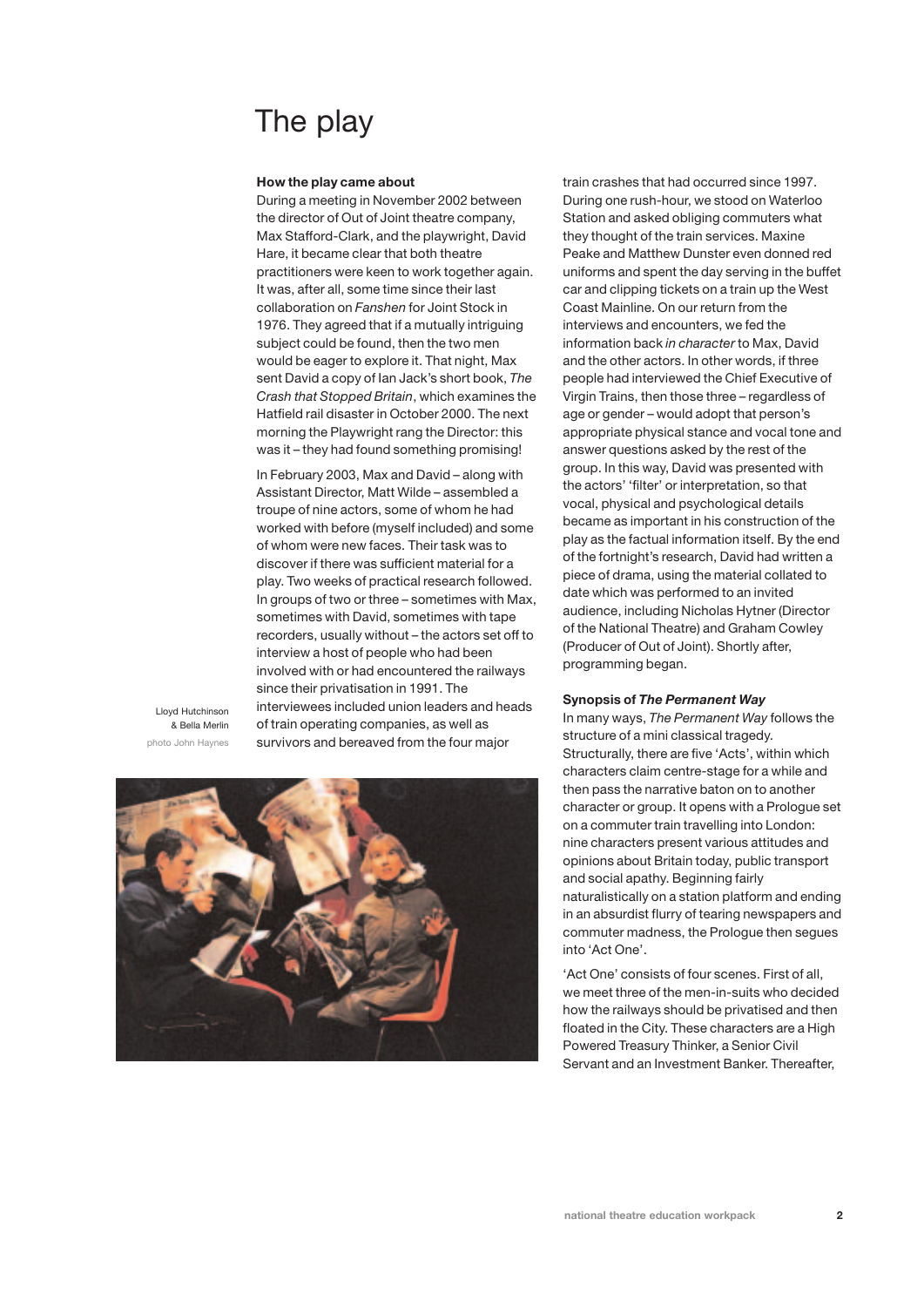# The play

### How the play came about

During a meeting in November 2002 between the director of Out of Joint theatre company, Max Stafford-Clark, and the playwright, David Hare, it became clear that both theatre practitioners were keen to work together again. It was, after all, some time since their last collaboration on *Fanshen* for Joint Stock in 1976. They agreed that if a mutually intriguing subject could be found, then the two men would be eager to explore it. That night, Max sent David a copy of Ian Jack's short book, *The Crash that Stopped Britain*, which examines the Hatfield rail disaster in October 2000. The next morning the Playwright rang the Director: this was it – they had found something promising!

In February 2003, Max and David – along with Assistant Director, Matt Wilde – assembled a troupe of nine actors, some of whom he had worked with before (myself included) and some of whom were new faces. Their task was to discover if there was sufficient material for a play. Two weeks of practical research followed. In groups of two or three – sometimes with Max, sometimes with David, sometimes with tape recorders, usually without – the actors set off to interview a host of people who had been involved with or had encountered the railways since their privatisation in 1991. The interviewees included union leaders and heads of train operating companies, as well as survivors and bereaved from the four major train crashes that had occurred since 1997. During one rush-hour, we stood on Waterloo Station and asked obliging commuters what they thought of the train services. Maxine Peake and Matthew Dunster even donned red uniforms and spent the day serving in the buffet car and clipping tickets on a train up the West Coast Mainline. On our return from the interviews and encounters, we fed the information back *in character* to Max, David and the other actors. In other words, if three people had interviewed the Chief Executive of Virgin Trains, then those three – regardless of age or gender – would adopt that person's appropriate physical stance and vocal tone and answer questions asked by the rest of the group. In this way, David was presented with the actors' 'filter' or interpretation, so that vocal, physical and psychological details became as important in his construction of the play as the factual information itself. By the end of the fortnight's research, David had written a piece of drama, using the material collated to date which was performed to an invited audience, including Nicholas Hytner (Director of the National Theatre) and Graham Cowley (Producer of Out of Joint). Shortly after, programming began.

Lloyd Hutchinson & Bella Merlin
photo John Haynes

### Synopsis of *The Permanent Way*

In many ways, *The Permanent Way* follows the structure of a mini classical tragedy. Structurally, there are five 'Acts', within which characters claim centre-stage for a while and then pass the narrative baton on to another character or group. It opens with a Prologue set on a commuter train travelling into London: nine characters present various attitudes and opinions about Britain today, public transport and social apathy. Beginning fairly naturalistically on a station platform and ending in an absurdist flurry of tearing newspapers and commuter madness, the Prologue then segues into 'Act One'.

'Act One' consists of four scenes. First of all, we meet three of the men-in-suits who decided how the railways should be privatised and then floated in the City. These characters are a High Powered Treasury Thinker, a Senior Civil Servant and an Investment Banker. Thereafter,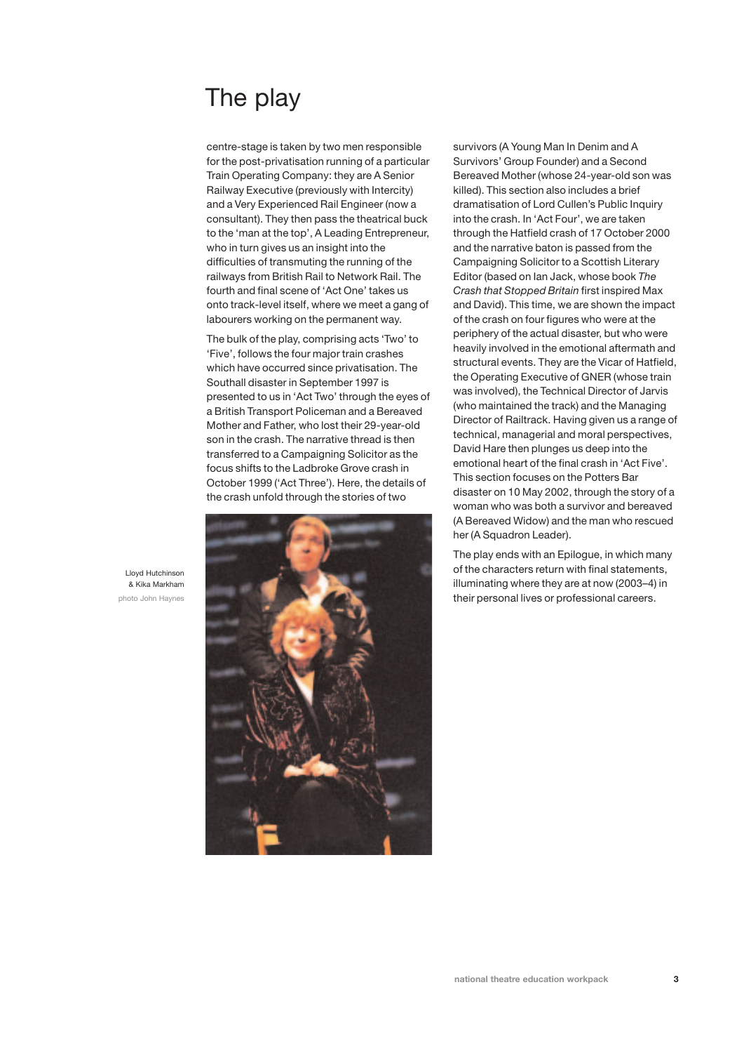# The play

centre-stage is taken by two men responsible for the post-privatisation running of a particular Train Operating Company: they are A Senior Railway Executive (previously with Intercity) and a Very Experienced Rail Engineer (now a consultant). They then pass the theatrical buck to the 'man at the top', A Leading Entrepreneur, who in turn gives us an insight into the difficulties of transmuting the running of the railways from British Rail to Network Rail. The fourth and final scene of 'Act One' takes us onto track-level itself, where we meet a gang of labourers working on the permanent way.

The bulk of the play, comprising acts 'Two' to 'Five', follows the four major train crashes which have occurred since privatisation. The Southall disaster in September 1997 is presented to us in 'Act Two' through the eyes of a British Transport Policeman and a Bereaved Mother and Father, who lost their 29-year-old son in the crash. The narrative thread is then transferred to a Campaigning Solicitor as the focus shifts to the Ladbroke Grove crash in October 1999 ('Act Three'). Here, the details of the crash unfold through the stories of two survivors (A Young Man In Denim and A Survivors' Group Founder) and a Second Bereaved Mother (whose 24-year-old son was killed). This section also includes a brief dramatisation of Lord Cullen's Public Inquiry into the crash. In 'Act Four', we are taken through the Hatfield crash of 17 October 2000 and the narrative baton is passed from the Campaigning Solicitor to a Scottish Literary Editor (based on Ian Jack, whose book *The Crash that Stopped Britain* first inspired Max and David). This time, we are shown the impact of the crash on four figures who were at the periphery of the actual disaster, but who were heavily involved in the emotional aftermath and structural events. They are the Vicar of Hatfield, the Operating Executive of GNER (whose train was involved), the Technical Director of Jarvis (who maintained the track) and the Managing Director of Railtrack. Having given us a range of technical, managerial and moral perspectives, David Hare then plunges us deep into the emotional heart of the final crash in 'Act Five'. This section focuses on the Potters Bar disaster on 10 May 2002, through the story of a woman who was both a survivor and bereaved (A Bereaved Widow) and the man who rescued her (A Squadron Leader).

Lloyd Hutchinson & Kika Markham
photo John Haynes

The play ends with an Epilogue, in which many of the characters return with final statements, illuminating where they are at now (2003–4) in their personal lives or professional careers.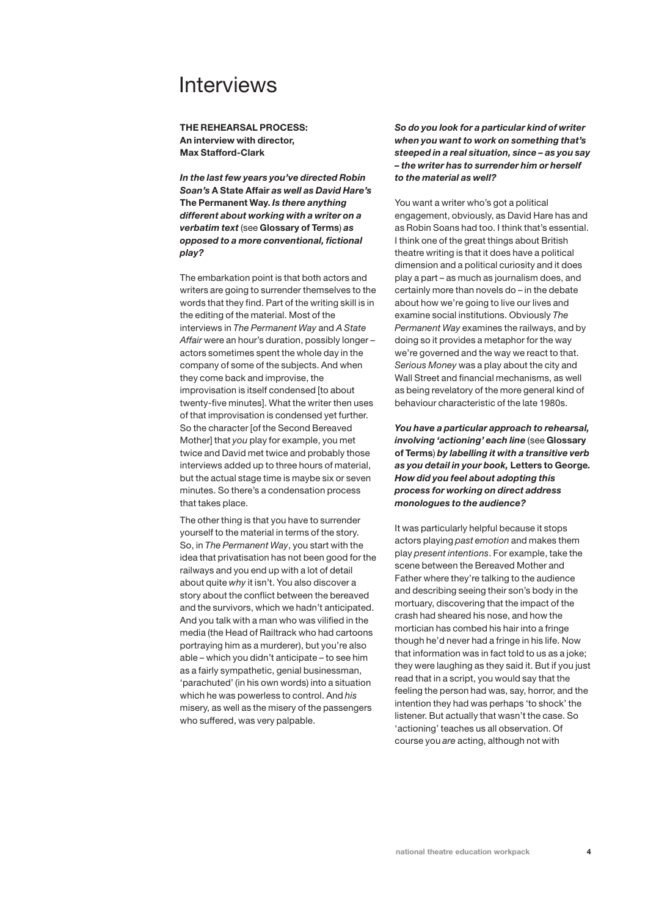# Interviews

**THE REHEARSAL PROCESS:**
**An interview with director, Max Stafford-Clark**

***In the last few years you've directed Robin Soan's* A State Affair *as well as David Hare's* The Permanent Way. *Is there anything different about working with a writer on a verbatim text* (see Glossary of Terms) *as opposed to a more conventional, fictional play?***

The embarkation point is that both actors and writers are going to surrender themselves to the words that they find. Part of the writing skill is in the editing of the material. Most of the interviews in *The Permanent Way* and *A State Affair* were an hour's duration, possibly longer – actors sometimes spent the whole day in the company of some of the subjects. And when they come back and improvise, the improvisation is itself condensed [to about twenty-five minutes]. What the writer then uses of that improvisation is condensed yet further. So the character [of the Second Bereaved Mother] that *you* play for example, you met twice and David met twice and probably those interviews added up to three hours of material, but the actual stage time is maybe six or seven minutes. So there's a condensation process that takes place.

The other thing is that you have to surrender yourself to the material in terms of the story. So, in *The Permanent Way*, you start with the idea that privatisation has not been good for the railways and you end up with a lot of detail about quite *why* it isn't. You also discover a story about the conflict between the bereaved and the survivors, which we hadn't anticipated. And you talk with a man who was vilified in the media (the Head of Railtrack who had cartoons portraying him as a murderer), but you're also able – which you didn't anticipate – to see him as a fairly sympathetic, genial businessman, 'parachuted' (in his own words) into a situation which he was powerless to control. And *his* misery, as well as the misery of the passengers who suffered, was very palpable.

***So do you look for a particular kind of writer when you want to work on something that's steeped in a real situation, since – as you say – the writer has to surrender him or herself to the material as well?***

You want a writer who's got a political engagement, obviously, as David Hare has and as Robin Soans had too. I think that's essential. I think one of the great things about British theatre writing is that it does have a political dimension and a political curiosity and it does play a part – as much as journalism does, and certainly more than novels do – in the debate about how we're going to live our lives and examine social institutions. Obviously *The Permanent Way* examines the railways, and by doing so it provides a metaphor for the way we're governed and the way we react to that. *Serious Money* was a play about the city and Wall Street and financial mechanisms, as well as being revelatory of the more general kind of behaviour characteristic of the late 1980s.

***You have a particular approach to rehearsal, involving 'actioning' each line* (see Glossary of Terms) *by labelling it with a transitive verb as you detail in your book,* Letters to George. *How did you feel about adopting this process for working on direct address monologues to the audience?***

It was particularly helpful because it stops actors playing *past emotion* and makes them play *present intentions*. For example, take the scene between the Bereaved Mother and Father where they're talking to the audience and describing seeing their son's body in the mortuary, discovering that the impact of the crash had sheared his nose, and how the mortician has combed his hair into a fringe though he'd never had a fringe in his life. Now that information was in fact told to us as a joke; they were laughing as they said it. But if you just read that in a script, you would say that the feeling the person had was, say, horror, and the intention they had was perhaps 'to shock' the listener. But actually that wasn't the case. So 'actioning' teaches us all observation. Of course you *are* acting, although not with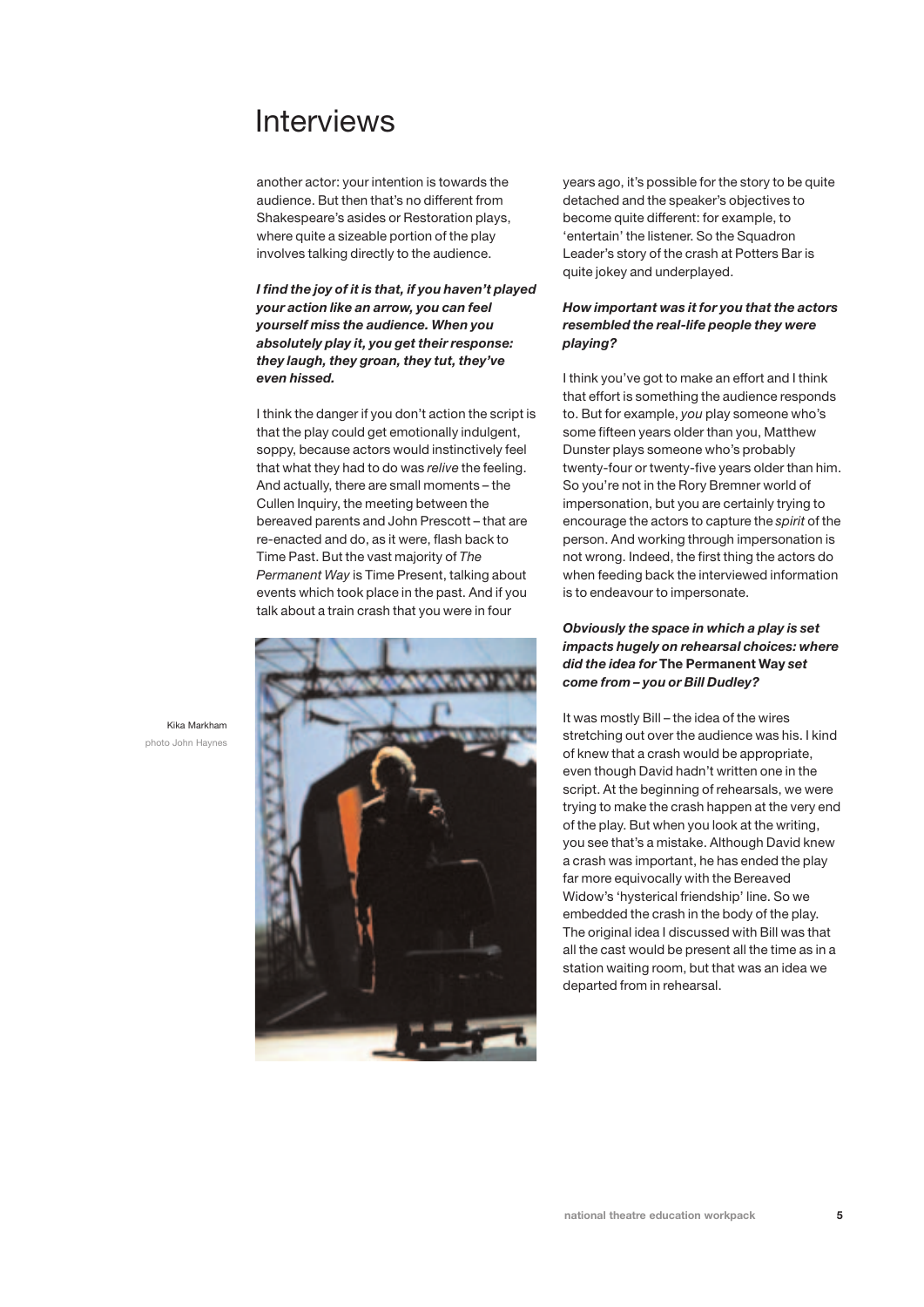# Interviews

another actor: your intention is towards the audience. But then that's no different from Shakespeare's asides or Restoration plays, where quite a sizeable portion of the play involves talking directly to the audience.

***I find the joy of it is that, if you haven't played your action like an arrow, you can feel yourself miss the audience. When you absolutely play it, you get their response: they laugh, they groan, they tut, they've even hissed.***

I think the danger if you don't action the script is that the play could get emotionally indulgent, soppy, because actors would instinctively feel that what they had to do was *relive* the feeling. And actually, there are small moments – the Cullen Inquiry, the meeting between the bereaved parents and John Prescott – that are re-enacted and do, as it were, flash back to Time Past. But the vast majority of *The Permanent Way* is Time Present, talking about events which took place in the past. And if you talk about a train crash that you were in four years ago, it's possible for the story to be quite detached and the speaker's objectives to become quite different: for example, to 'entertain' the listener. So the Squadron Leader's story of the crash at Potters Bar is quite jokey and underplayed.

Kika Markham
photo John Haynes

***How important was it for you that the actors resembled the real-life people they were playing?***

I think you've got to make an effort and I think that effort is something the audience responds to. But for example, *you* play someone who's some fifteen years older than you, Matthew Dunster plays someone who's probably twenty-four or twenty-five years older than him. So you're not in the Rory Bremner world of impersonation, but you are certainly trying to encourage the actors to capture the *spirit* of the person. And working through impersonation is not wrong. Indeed, the first thing the actors do when feeding back the interviewed information is to endeavour to impersonate.

***Obviously the space in which a play is set impacts hugely on rehearsal choices: where did the idea for* The Permanent Way *set come from – you or Bill Dudley?***

It was mostly Bill – the idea of the wires stretching out over the audience was his. I kind of knew that a crash would be appropriate, even though David hadn't written one in the script. At the beginning of rehearsals, we were trying to make the crash happen at the very end of the play. But when you look at the writing, you see that's a mistake. Although David knew a crash was important, he has ended the play far more equivocally with the Bereaved Widow's 'hysterical friendship' line. So we embedded the crash in the body of the play. The original idea I discussed with Bill was that all the cast would be present all the time as in a station waiting room, but that was an idea we departed from in rehearsal.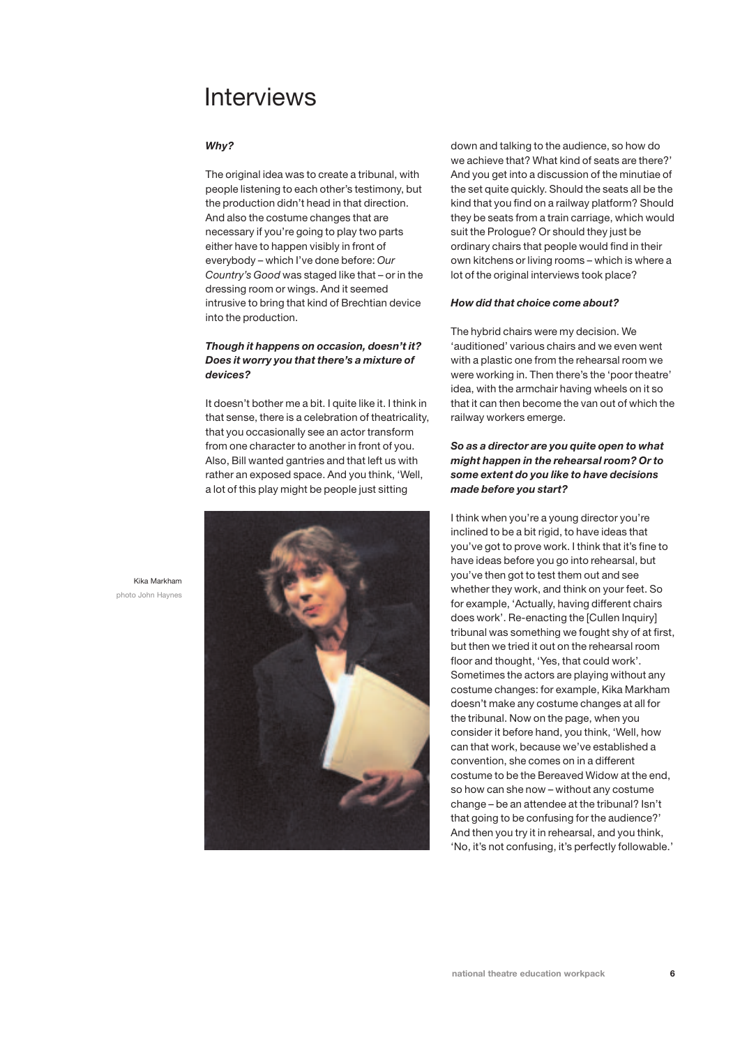# Interviews

***Why?***

The original idea was to create a tribunal, with people listening to each other's testimony, but the production didn't head in that direction. And also the costume changes that are necessary if you're going to play two parts either have to happen visibly in front of everybody – which I've done before: *Our Country's Good* was staged like that – or in the dressing room or wings. And it seemed intrusive to bring that kind of Brechtian device into the production.

***Though it happens on occasion, doesn't it? Does it worry you that there's a mixture of devices?***

It doesn't bother me a bit. I quite like it. I think in that sense, there is a celebration of theatricality, that you occasionally see an actor transform from one character to another in front of you. Also, Bill wanted gantries and that left us with rather an exposed space. And you think, 'Well, a lot of this play might be people just sitting down and talking to the audience, so how do we achieve that? What kind of seats are there?' And you get into a discussion of the minutiae of the set quite quickly. Should the seats all be the kind that you find on a railway platform? Should they be seats from a train carriage, which would suit the Prologue? Or should they just be ordinary chairs that people would find in their own kitchens or living rooms – which is where a lot of the original interviews took place?

Kika Markham
photo John Haynes

***How did that choice come about?***

The hybrid chairs were my decision. We 'auditioned' various chairs and we even went with a plastic one from the rehearsal room we were working in. Then there's the 'poor theatre' idea, with the armchair having wheels on it so that it can then become the van out of which the railway workers emerge.

***So as a director are you quite open to what might happen in the rehearsal room? Or to some extent do you like to have decisions made before you start?***

I think when you're a young director you're inclined to be a bit rigid, to have ideas that you've got to prove work. I think that it's fine to have ideas before you go into rehearsal, but you've then got to test them out and see whether they work, and think on your feet. So for example, 'Actually, having different chairs does work'. Re-enacting the [Cullen Inquiry] tribunal was something we fought shy of at first, but then we tried it out on the rehearsal room floor and thought, 'Yes, that could work'. Sometimes the actors are playing without any costume changes: for example, Kika Markham doesn't make any costume changes at all for the tribunal. Now on the page, when you consider it before hand, you think, 'Well, how can that work, because we've established a convention, she comes on in a different costume to be the Bereaved Widow at the end, so how can she now – without any costume change – be an attendee at the tribunal? Isn't that going to be confusing for the audience?' And then you try it in rehearsal, and you think, 'No, it's not confusing, it's perfectly followable.'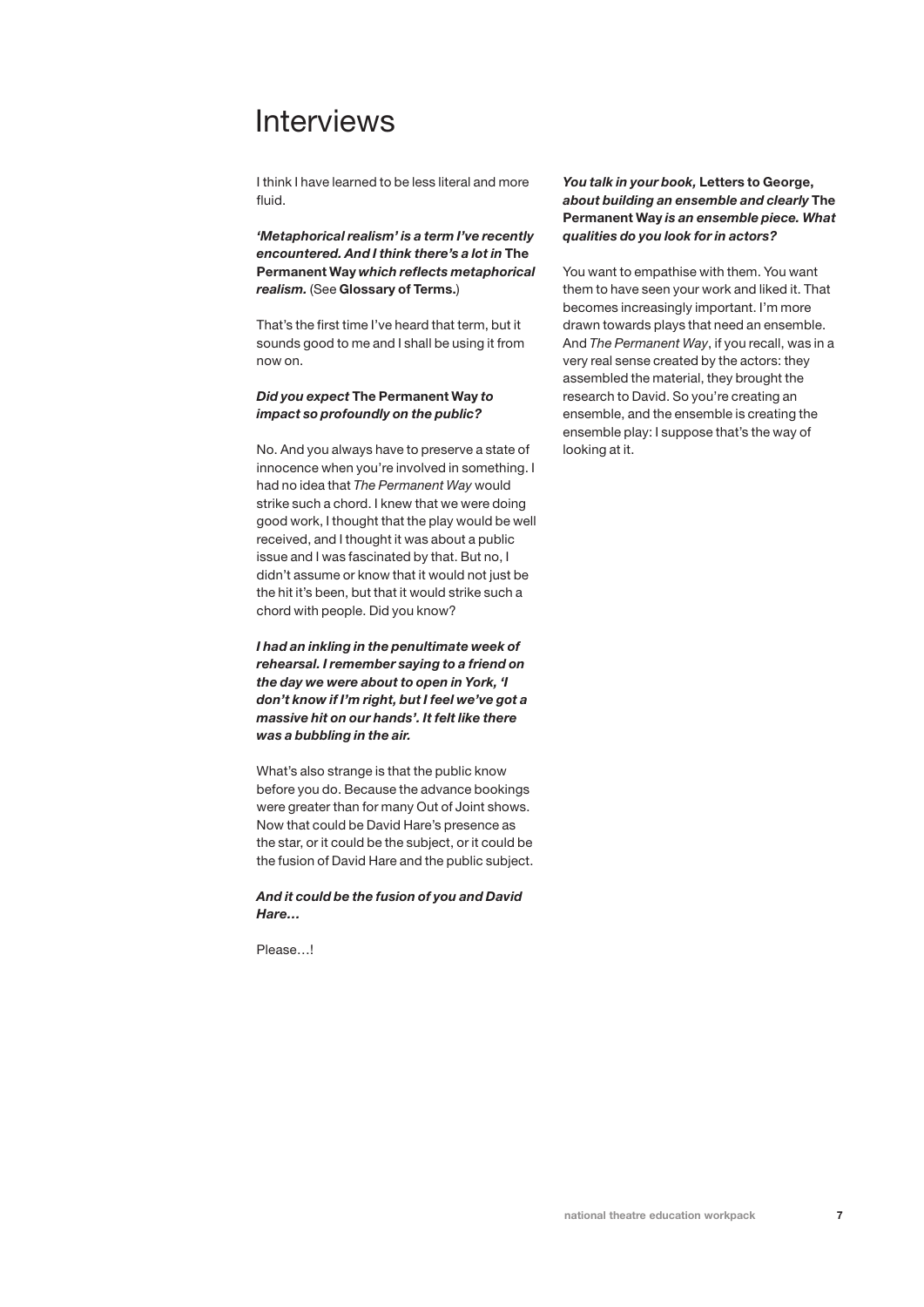# Interviews

I think I have learned to be less literal and more fluid.

***'Metaphorical realism' is a term I've recently encountered. And I think there's a lot in* The Permanent Way *which reflects metaphorical realism.*** (See **Glossary of Terms.**)

That's the first time I've heard that term, but it sounds good to me and I shall be using it from now on.

***Did you expect* The Permanent Way *to impact so profoundly on the public?***

No. And you always have to preserve a state of innocence when you're involved in something. I had no idea that *The Permanent Way* would strike such a chord. I knew that we were doing good work, I thought that the play would be well received, and I thought it was about a public issue and I was fascinated by that. But no, I didn't assume or know that it would not just be the hit it's been, but that it would strike such a chord with people. Did you know?

***I had an inkling in the penultimate week of rehearsal. I remember saying to a friend on the day we were about to open in York, 'I don't know if I'm right, but I feel we've got a massive hit on our hands'. It felt like there was a bubbling in the air.***

What's also strange is that the public know before you do. Because the advance bookings were greater than for many Out of Joint shows. Now that could be David Hare's presence as the star, or it could be the subject, or it could be the fusion of David Hare and the public subject.

***And it could be the fusion of you and David Hare…***

Please…!

***You talk in your book,* Letters to George, *about building an ensemble and clearly* The Permanent Way *is an ensemble piece. What qualities do you look for in actors?***

You want to empathise with them. You want them to have seen your work and liked it. That becomes increasingly important. I'm more drawn towards plays that need an ensemble. And *The Permanent Way*, if you recall, was in a very real sense created by the actors: they assembled the material, they brought the research to David. So you're creating an ensemble, and the ensemble is creating the ensemble play: I suppose that's the way of looking at it.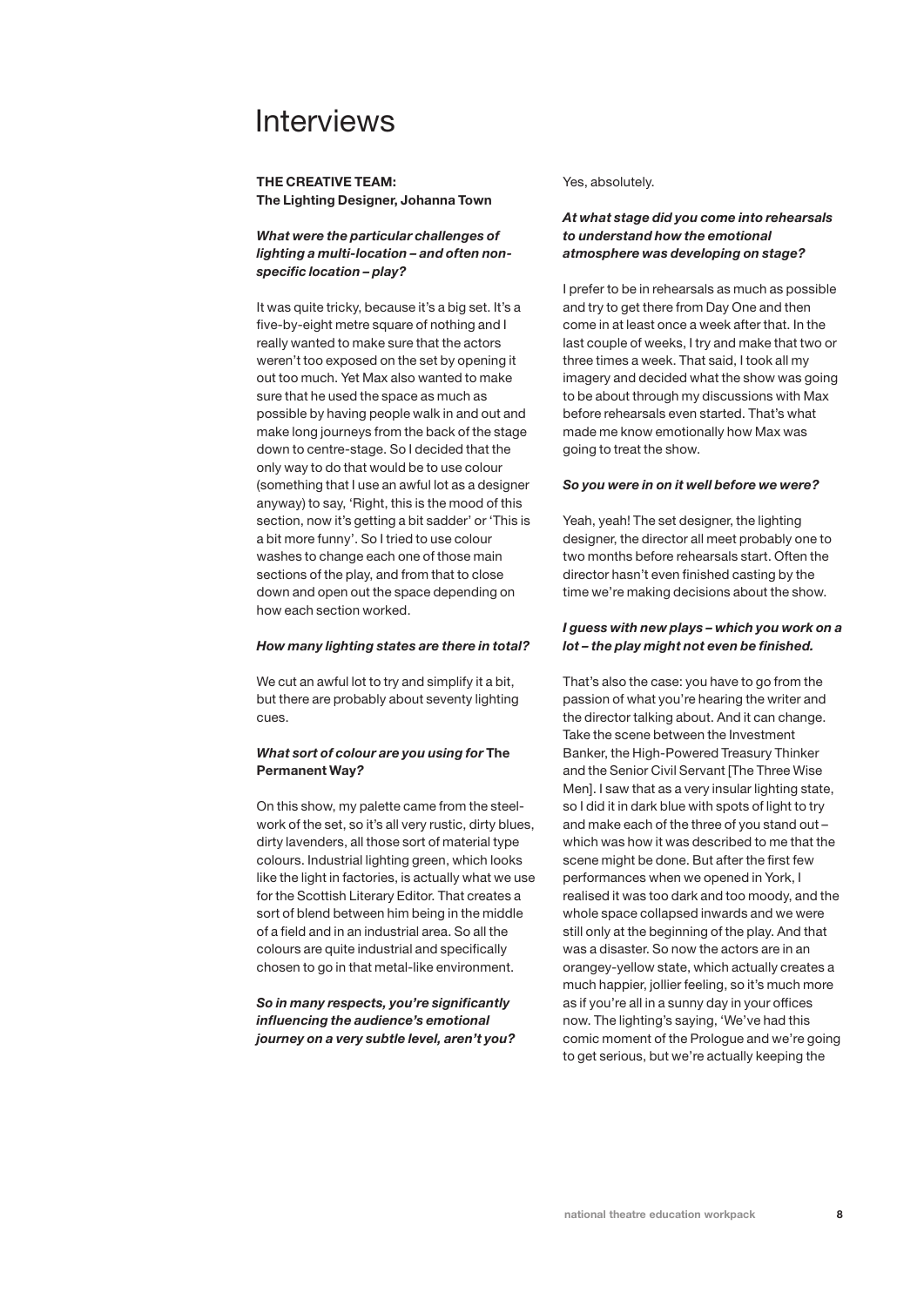# Interviews

**THE CREATIVE TEAM:**
**The Lighting Designer, Johanna Town**

***What were the particular challenges of lighting a multi-location – and often non-specific location – play?***

It was quite tricky, because it's a big set. It's a five-by-eight metre square of nothing and I really wanted to make sure that the actors weren't too exposed on the set by opening it out too much. Yet Max also wanted to make sure that he used the space as much as possible by having people walk in and out and make long journeys from the back of the stage down to centre-stage. So I decided that the only way to do that would be to use colour (something that I use an awful lot as a designer anyway) to say, 'Right, this is the mood of this section, now it's getting a bit sadder' or 'This is a bit more funny'. So I tried to use colour washes to change each one of those main sections of the play, and from that to close down and open out the space depending on how each section worked.

***How many lighting states are there in total?***

We cut an awful lot to try and simplify it a bit, but there are probably about seventy lighting cues.

***What sort of colour are you using for* The Permanent Way*?***

On this show, my palette came from the steel-work of the set, so it's all very rustic, dirty blues, dirty lavenders, all those sort of material type colours. Industrial lighting green, which looks like the light in factories, is actually what we use for the Scottish Literary Editor. That creates a sort of blend between him being in the middle of a field and in an industrial area. So all the colours are quite industrial and specifically chosen to go in that metal-like environment.

***So in many respects, you're significantly influencing the audience's emotional journey on a very subtle level, aren't you?***

Yes, absolutely.

***At what stage did you come into rehearsals to understand how the emotional atmosphere was developing on stage?***

I prefer to be in rehearsals as much as possible and try to get there from Day One and then come in at least once a week after that. In the last couple of weeks, I try and make that two or three times a week. That said, I took all my imagery and decided what the show was going to be about through my discussions with Max before rehearsals even started. That's what made me know emotionally how Max was going to treat the show.

***So you were in on it well before we were?***

Yeah, yeah! The set designer, the lighting designer, the director all meet probably one to two months before rehearsals start. Often the director hasn't even finished casting by the time we're making decisions about the show.

***I guess with new plays – which you work on a lot – the play might not even be finished.***

That's also the case: you have to go from the passion of what you're hearing the writer and the director talking about. And it can change. Take the scene between the Investment Banker, the High-Powered Treasury Thinker and the Senior Civil Servant [The Three Wise Men]. I saw that as a very insular lighting state, so I did it in dark blue with spots of light to try and make each of the three of you stand out – which was how it was described to me that the scene might be done. But after the first few performances when we opened in York, I realised it was too dark and too moody, and the whole space collapsed inwards and we were still only at the beginning of the play. And that was a disaster. So now the actors are in an orangey-yellow state, which actually creates a much happier, jollier feeling, so it's much more as if you're all in a sunny day in your offices now. The lighting's saying, 'We've had this comic moment of the Prologue and we're going to get serious, but we're actually keeping the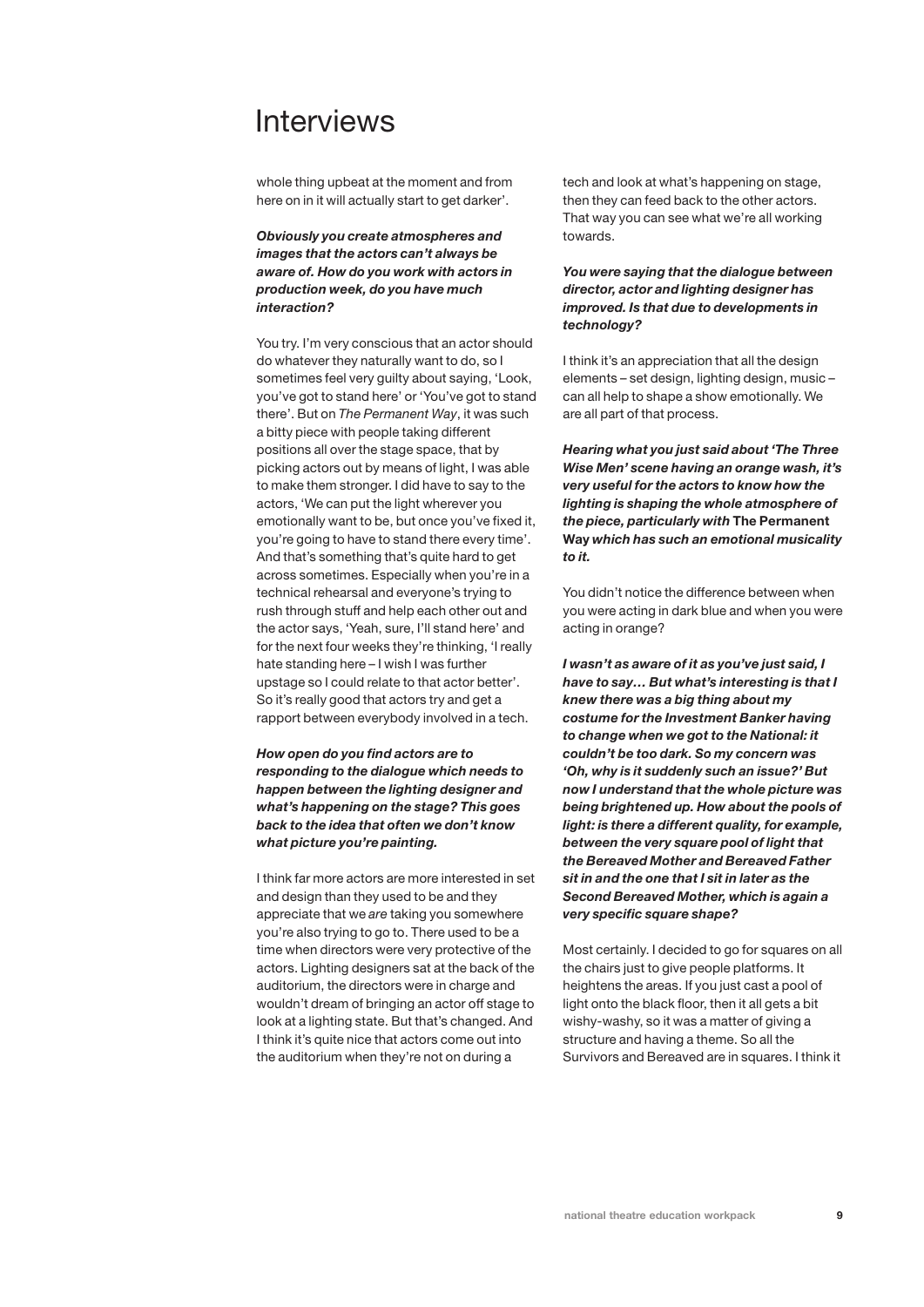# Interviews

whole thing upbeat at the moment and from here on in it will actually start to get darker'.

***Obviously you create atmospheres and images that the actors can't always be aware of. How do you work with actors in production week, do you have much interaction?***

You try. I'm very conscious that an actor should do whatever they naturally want to do, so I sometimes feel very guilty about saying, 'Look, you've got to stand here' or 'You've got to stand there'. But on *The Permanent Way*, it was such a bitty piece with people taking different positions all over the stage space, that by picking actors out by means of light, I was able to make them stronger. I did have to say to the actors, 'We can put the light wherever you emotionally want to be, but once you've fixed it, you're going to have to stand there every time'. And that's something that's quite hard to get across sometimes. Especially when you're in a technical rehearsal and everyone's trying to rush through stuff and help each other out and the actor says, 'Yeah, sure, I'll stand here' and for the next four weeks they're thinking, 'I really hate standing here – I wish I was further upstage so I could relate to that actor better'. So it's really good that actors try and get a rapport between everybody involved in a tech.

***How open do you find actors are to responding to the dialogue which needs to happen between the lighting designer and what's happening on the stage? This goes back to the idea that often we don't know what picture you're painting.***

I think far more actors are more interested in set and design than they used to be and they appreciate that we *are* taking you somewhere you're also trying to go to. There used to be a time when directors were very protective of the actors. Lighting designers sat at the back of the auditorium, the directors were in charge and wouldn't dream of bringing an actor off stage to look at a lighting state. But that's changed. And I think it's quite nice that actors come out into the auditorium when they're not on during a tech and look at what's happening on stage, then they can feed back to the other actors. That way you can see what we're all working towards.

***You were saying that the dialogue between director, actor and lighting designer has improved. Is that due to developments in technology?***

I think it's an appreciation that all the design elements – set design, lighting design, music – can all help to shape a show emotionally. We are all part of that process.

***Hearing what you just said about 'The Three Wise Men' scene having an orange wash, it's very useful for the actors to know how the lighting is shaping the whole atmosphere of the piece, particularly with* The Permanent Way *which has such an emotional musicality to it.***

You didn't notice the difference between when you were acting in dark blue and when you were acting in orange?

***I wasn't as aware of it as you've just said, I have to say… But what's interesting is that I knew there was a big thing about my costume for the Investment Banker having to change when we got to the National: it couldn't be too dark. So my concern was 'Oh, why is it suddenly such an issue?' But now I understand that the whole picture was being brightened up. How about the pools of light: is there a different quality, for example, between the very square pool of light that the Bereaved Mother and Bereaved Father sit in and the one that I sit in later as the Second Bereaved Mother, which is again a very specific square shape?***

Most certainly. I decided to go for squares on all the chairs just to give people platforms. It heightens the areas. If you just cast a pool of light onto the black floor, then it all gets a bit wishy-washy, so it was a matter of giving a structure and having a theme. So all the Survivors and Bereaved are in squares. I think it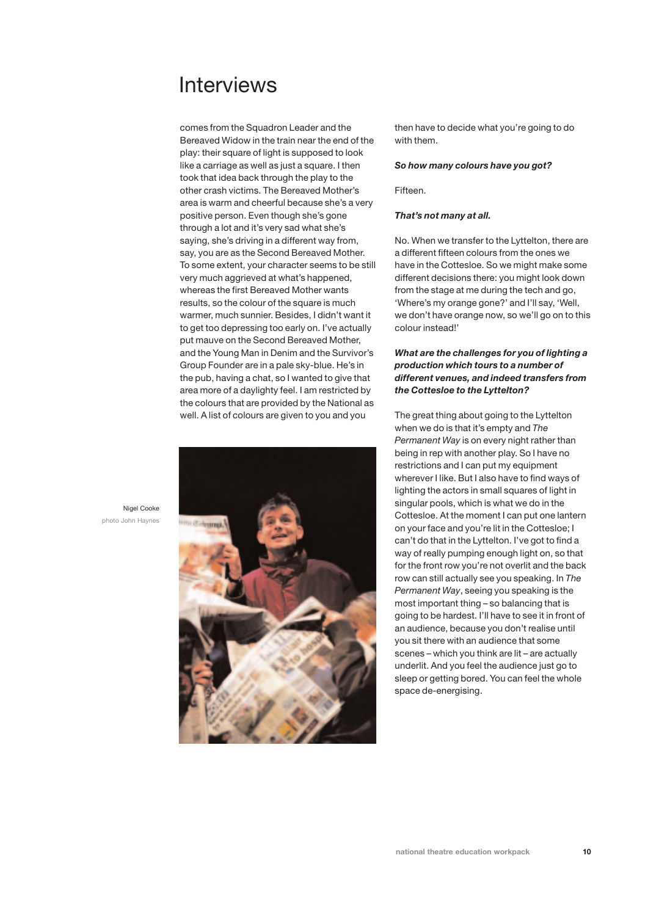# Interviews

comes from the Squadron Leader and the Bereaved Widow in the train near the end of the play: their square of light is supposed to look like a carriage as well as just a square. I then took that idea back through the play to the other crash victims. The Bereaved Mother's area is warm and cheerful because she's a very positive person. Even though she's gone through a lot and it's very sad what she's saying, she's driving in a different way from, say, you are as the Second Bereaved Mother. To some extent, your character seems to be still very much aggrieved at what's happened, whereas the first Bereaved Mother wants results, so the colour of the square is much warmer, much sunnier. Besides, I didn't want it to get too depressing too early on. I've actually put mauve on the Second Bereaved Mother, and the Young Man in Denim and the Survivor's Group Founder are in a pale sky-blue. He's in the pub, having a chat, so I wanted to give that area more of a daylighty feel. I am restricted by the colours that are provided by the National as well. A list of colours are given to you and you then have to decide what you're going to do with them.

Nigel Cooke
photo John Haynes

***So how many colours have you got?***

Fifteen.

***That's not many at all.***

No. When we transfer to the Lyttelton, there are a different fifteen colours from the ones we have in the Cottesloe. So we might make some different decisions there: you might look down from the stage at me during the tech and go, 'Where's my orange gone?' and I'll say, 'Well, we don't have orange now, so we'll go on to this colour instead!'

***What are the challenges for you of lighting a production which tours to a number of different venues, and indeed transfers from the Cottesloe to the Lyttelton?***

The great thing about going to the Lyttelton when we do is that it's empty and *The Permanent Way* is on every night rather than being in rep with another play. So I have no restrictions and I can put my equipment wherever I like. But I also have to find ways of lighting the actors in small squares of light in singular pools, which is what we do in the Cottesloe. At the moment I can put one lantern on your face and you're lit in the Cottesloe; I can't do that in the Lyttelton. I've got to find a way of really pumping enough light on, so that for the front row you're not overlit and the back row can still actually see you speaking. In *The Permanent Way*, seeing you speaking is the most important thing – so balancing that is going to be hardest. I'll have to see it in front of an audience, because you don't realise until you sit there with an audience that some scenes – which you think are lit – are actually underlit. And you feel the audience just go to sleep or getting bored. You can feel the whole space de-energising.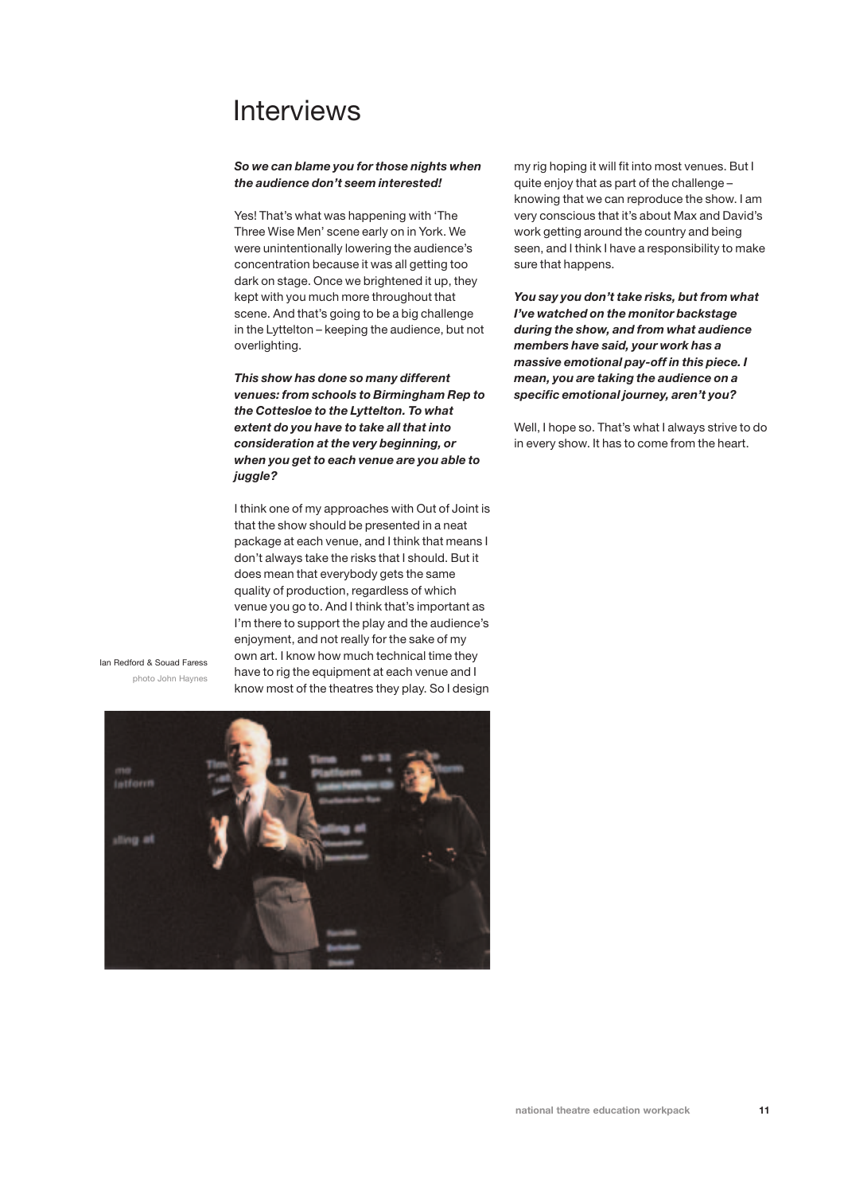# Interviews

***So we can blame you for those nights when the audience don't seem interested!***

Yes! That's what was happening with 'The Three Wise Men' scene early on in York. We were unintentionally lowering the audience's concentration because it was all getting too dark on stage. Once we brightened it up, they kept with you much more throughout that scene. And that's going to be a big challenge in the Lyttelton – keeping the audience, but not overlighting.

***This show has done so many different venues: from schools to Birmingham Rep to the Cottesloe to the Lyttelton. To what extent do you have to take all that into consideration at the very beginning, or when you get to each venue are you able to juggle?***

I think one of my approaches with Out of Joint is that the show should be presented in a neat package at each venue, and I think that means I don't always take the risks that I should. But it does mean that everybody gets the same quality of production, regardless of which venue you go to. And I think that's important as I'm there to support the play and the audience's enjoyment, and not really for the sake of my own art. I know how much technical time they have to rig the equipment at each venue and I know most of the theatres they play. So I design my rig hoping it will fit into most venues. But I quite enjoy that as part of the challenge – knowing that we can reproduce the show. I am very conscious that it's about Max and David's work getting around the country and being seen, and I think I have a responsibility to make sure that happens.

***You say you don't take risks, but from what I've watched on the monitor backstage during the show, and from what audience members have said, your work has a massive emotional pay-off in this piece. I mean, you are taking the audience on a specific emotional journey, aren't you?***

Well, I hope so. That's what I always strive to do in every show. It has to come from the heart.

Ian Redford & Souad Faress
photo John Haynes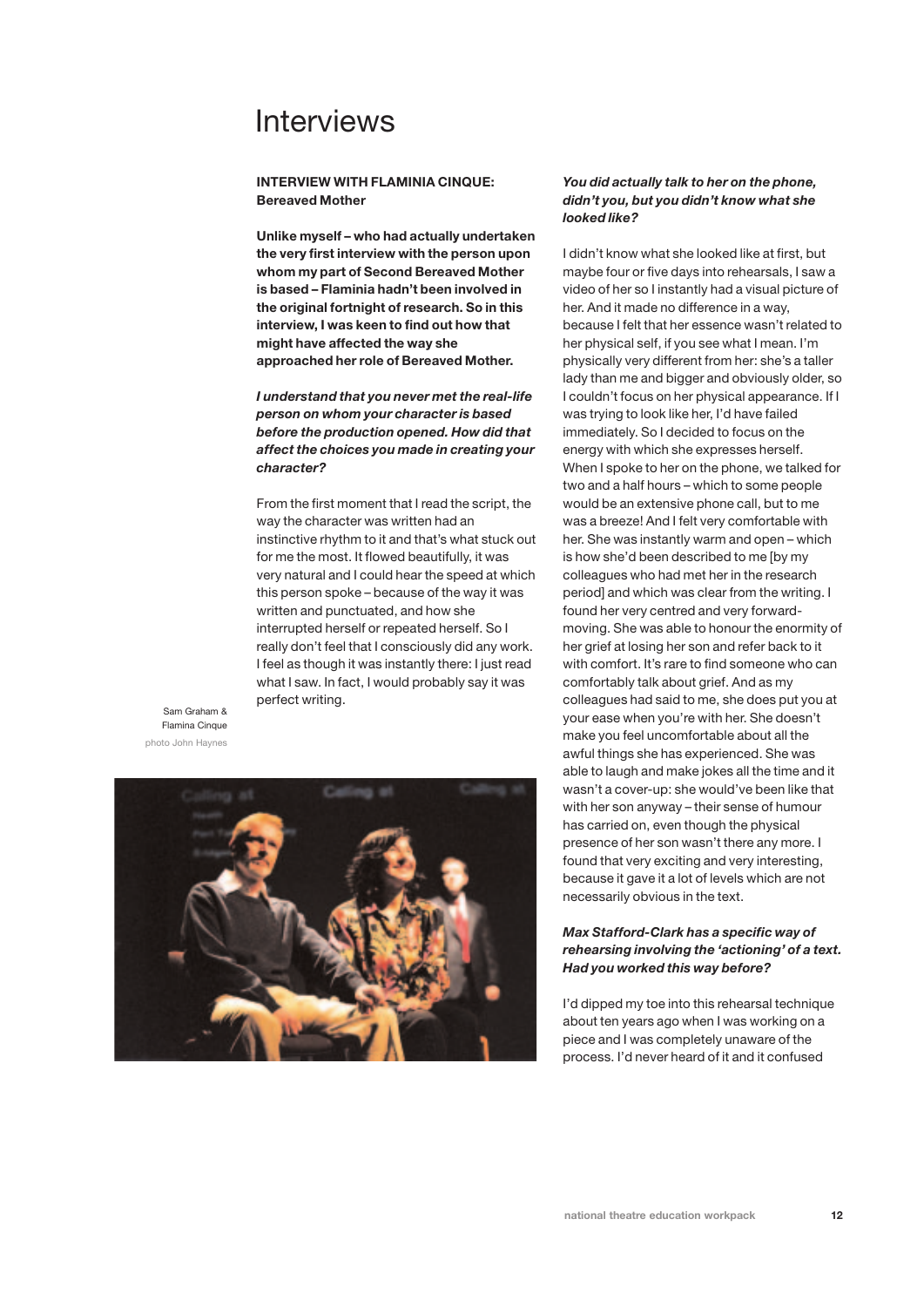# Interviews

**INTERVIEW WITH FLAMINIA CINQUE: Bereaved Mother**

**Unlike myself – who had actually undertaken the very first interview with the person upon whom my part of Second Bereaved Mother is based – Flaminia hadn't been involved in the original fortnight of research. So in this interview, I was keen to find out how that might have affected the way she approached her role of Bereaved Mother.**

***I understand that you never met the real-life person on whom your character is based before the production opened. How did that affect the choices you made in creating your character?***

From the first moment that I read the script, the way the character was written had an instinctive rhythm to it and that's what stuck out for me the most. It flowed beautifully, it was very natural and I could hear the speed at which this person spoke – because of the way it was written and punctuated, and how she interrupted herself or repeated herself. So I really don't feel that I consciously did any work. I feel as though it was instantly there: I just read what I saw. In fact, I would probably say it was perfect writing.

Sam Graham & Flamina Cinque
photo John Haynes

***You did actually talk to her on the phone, didn't you, but you didn't know what she looked like?***

I didn't know what she looked like at first, but maybe four or five days into rehearsals, I saw a video of her so I instantly had a visual picture of her. And it made no difference in a way, because I felt that her essence wasn't related to her physical self, if you see what I mean. I'm physically very different from her: she's a taller lady than me and bigger and obviously older, so I couldn't focus on her physical appearance. If I was trying to look like her, I'd have failed immediately. So I decided to focus on the energy with which she expresses herself. When I spoke to her on the phone, we talked for two and a half hours – which to some people would be an extensive phone call, but to me was a breeze! And I felt very comfortable with her. She was instantly warm and open – which is how she'd been described to me [by my colleagues who had met her in the research period] and which was clear from the writing. I found her very centred and very forward-moving. She was able to honour the enormity of her grief at losing her son and refer back to it with comfort. It's rare to find someone who can comfortably talk about grief. And as my colleagues had said to me, she does put you at your ease when you're with her. She doesn't make you feel uncomfortable about all the awful things she has experienced. She was able to laugh and make jokes all the time and it wasn't a cover-up: she would've been like that with her son anyway – their sense of humour has carried on, even though the physical presence of her son wasn't there any more. I found that very exciting and very interesting, because it gave it a lot of levels which are not necessarily obvious in the text.

***Max Stafford-Clark has a specific way of rehearsing involving the 'actioning' of a text. Had you worked this way before?***

I'd dipped my toe into this rehearsal technique about ten years ago when I was working on a piece and I was completely unaware of the process. I'd never heard of it and it confused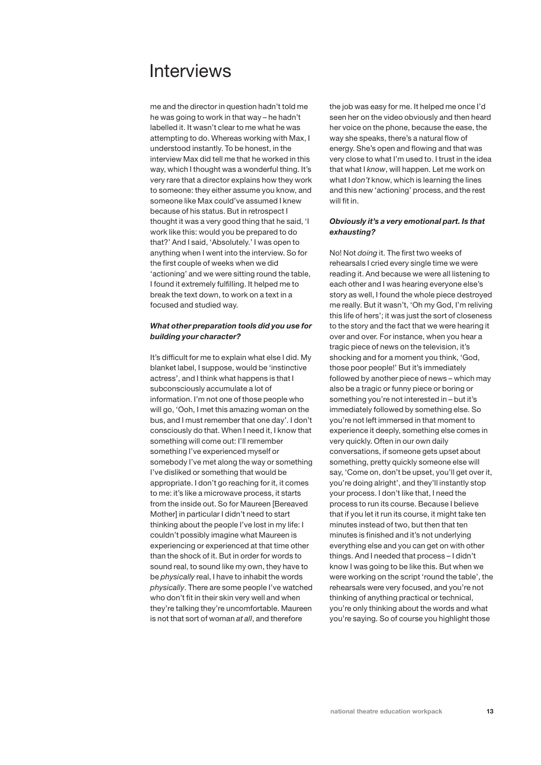# Interviews

me and the director in question hadn't told me he was going to work in that way – he hadn't labelled it. It wasn't clear to me what he was attempting to do. Whereas working with Max, I understood instantly. To be honest, in the interview Max did tell me that he worked in this way, which I thought was a wonderful thing. It's very rare that a director explains how they work to someone: they either assume you know, and someone like Max could've assumed I knew because of his status. But in retrospect I thought it was a very good thing that he said, 'I work like this: would you be prepared to do that?' And I said, 'Absolutely.' I was open to anything when I went into the interview. So for the first couple of weeks when we did 'actioning' and we were sitting round the table, I found it extremely fulfilling. It helped me to break the text down, to work on a text in a focused and studied way.

***What other preparation tools did you use for building your character?***

It's difficult for me to explain what else I did. My blanket label, I suppose, would be 'instinctive actress', and I think what happens is that I subconsciously accumulate a lot of information. I'm not one of those people who will go, 'Ooh, I met this amazing woman on the bus, and I must remember that one day'. I don't consciously do that. When I need it, I know that something will come out: I'll remember something I've experienced myself or somebody I've met along the way or something I've disliked or something that would be appropriate. I don't go reaching for it, it comes to me: it's like a microwave process, it starts from the inside out. So for Maureen [Bereaved Mother] in particular I didn't need to start thinking about the people I've lost in my life: I couldn't possibly imagine what Maureen is experiencing or experienced at that time other than the shock of it. But in order for words to sound real, to sound like my own, they have to be *physically* real, I have to inhabit the words *physically*. There are some people I've watched who don't fit in their skin very well and when they're talking they're uncomfortable. Maureen is not that sort of woman *at all*, and therefore the job was easy for me. It helped me once I'd seen her on the video obviously and then heard her voice on the phone, because the ease, the way she speaks, there's a natural flow of energy. She's open and flowing and that was very close to what I'm used to. I trust in the idea that what I *know*, will happen. Let me work on what I *don't* know, which is learning the lines and this new 'actioning' process, and the rest will fit in.

***Obviously it's a very emotional part. Is that exhausting?***

No! Not *doing* it. The first two weeks of rehearsals I cried every single time we were reading it. And because we were all listening to each other and I was hearing everyone else's story as well, I found the whole piece destroyed me really. But it wasn't, 'Oh my God, I'm reliving this life of hers'; it was just the sort of closeness to the story and the fact that we were hearing it over and over. For instance, when you hear a tragic piece of news on the television, it's shocking and for a moment you think, 'God, those poor people!' But it's immediately followed by another piece of news – which may also be a tragic or funny piece or boring or something you're not interested in – but it's immediately followed by something else. So you're not left immersed in that moment to experience it deeply, something else comes in very quickly. Often in our own daily conversations, if someone gets upset about something, pretty quickly someone else will say, 'Come on, don't be upset, you'll get over it, you're doing alright', and they'll instantly stop your process. I don't like that, I need the process to run its course. Because I believe that if you let it run its course, it might take ten minutes instead of two, but then that ten minutes is finished and it's not underlying everything else and you can get on with other things. And I needed that process – I didn't know I was going to be like this. But when we were working on the script 'round the table', the rehearsals were very focused, and you're not thinking of anything practical or technical, you're only thinking about the words and what you're saying. So of course you highlight those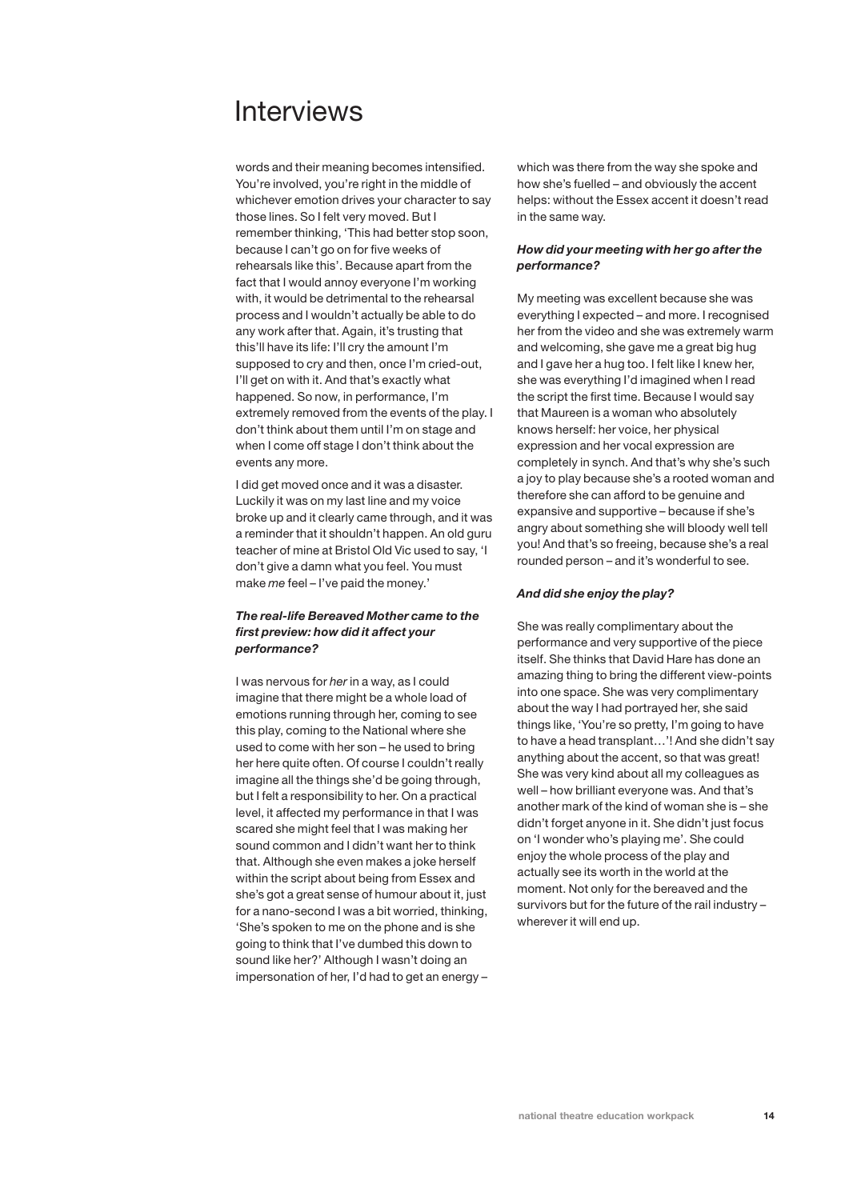# Interviews

words and their meaning becomes intensified. You're involved, you're right in the middle of whichever emotion drives your character to say those lines. So I felt very moved. But I remember thinking, 'This had better stop soon, because I can't go on for five weeks of rehearsals like this'. Because apart from the fact that I would annoy everyone I'm working with, it would be detrimental to the rehearsal process and I wouldn't actually be able to do any work after that. Again, it's trusting that this'll have its life: I'll cry the amount I'm supposed to cry and then, once I'm cried-out, I'll get on with it. And that's exactly what happened. So now, in performance, I'm extremely removed from the events of the play. I don't think about them until I'm on stage and when I come off stage I don't think about the events any more.

I did get moved once and it was a disaster. Luckily it was on my last line and my voice broke up and it clearly came through, and it was a reminder that it shouldn't happen. An old guru teacher of mine at Bristol Old Vic used to say, 'I don't give a damn what you feel. You must make *me* feel – I've paid the money.'

***The real-life Bereaved Mother came to the first preview: how did it affect your performance?***

I was nervous for *her* in a way, as I could imagine that there might be a whole load of emotions running through her, coming to see this play, coming to the National where she used to come with her son – he used to bring her here quite often. Of course I couldn't really imagine all the things she'd be going through, but I felt a responsibility to her. On a practical level, it affected my performance in that I was scared she might feel that I was making her sound common and I didn't want her to think that. Although she even makes a joke herself within the script about being from Essex and she's got a great sense of humour about it, just for a nano-second I was a bit worried, thinking, 'She's spoken to me on the phone and is she going to think that I've dumbed this down to sound like her?' Although I wasn't doing an impersonation of her, I'd had to get an energy – which was there from the way she spoke and how she's fuelled – and obviously the accent helps: without the Essex accent it doesn't read in the same way.

***How did your meeting with her go after the performance?***

My meeting was excellent because she was everything I expected – and more. I recognised her from the video and she was extremely warm and welcoming, she gave me a great big hug and I gave her a hug too. I felt like I knew her, she was everything I'd imagined when I read the script the first time. Because I would say that Maureen is a woman who absolutely knows herself: her voice, her physical expression and her vocal expression are completely in synch. And that's why she's such a joy to play because she's a rooted woman and therefore she can afford to be genuine and expansive and supportive – because if she's angry about something she will bloody well tell you! And that's so freeing, because she's a real rounded person – and it's wonderful to see.

***And did she enjoy the play?***

She was really complimentary about the performance and very supportive of the piece itself. She thinks that David Hare has done an amazing thing to bring the different view-points into one space. She was very complimentary about the way I had portrayed her, she said things like, 'You're so pretty, I'm going to have to have a head transplant…'! And she didn't say anything about the accent, so that was great! She was very kind about all my colleagues as well – how brilliant everyone was. And that's another mark of the kind of woman she is – she didn't forget anyone in it. She didn't just focus on 'I wonder who's playing me'. She could enjoy the whole process of the play and actually see its worth in the world at the moment. Not only for the bereaved and the survivors but for the future of the rail industry – wherever it will end up.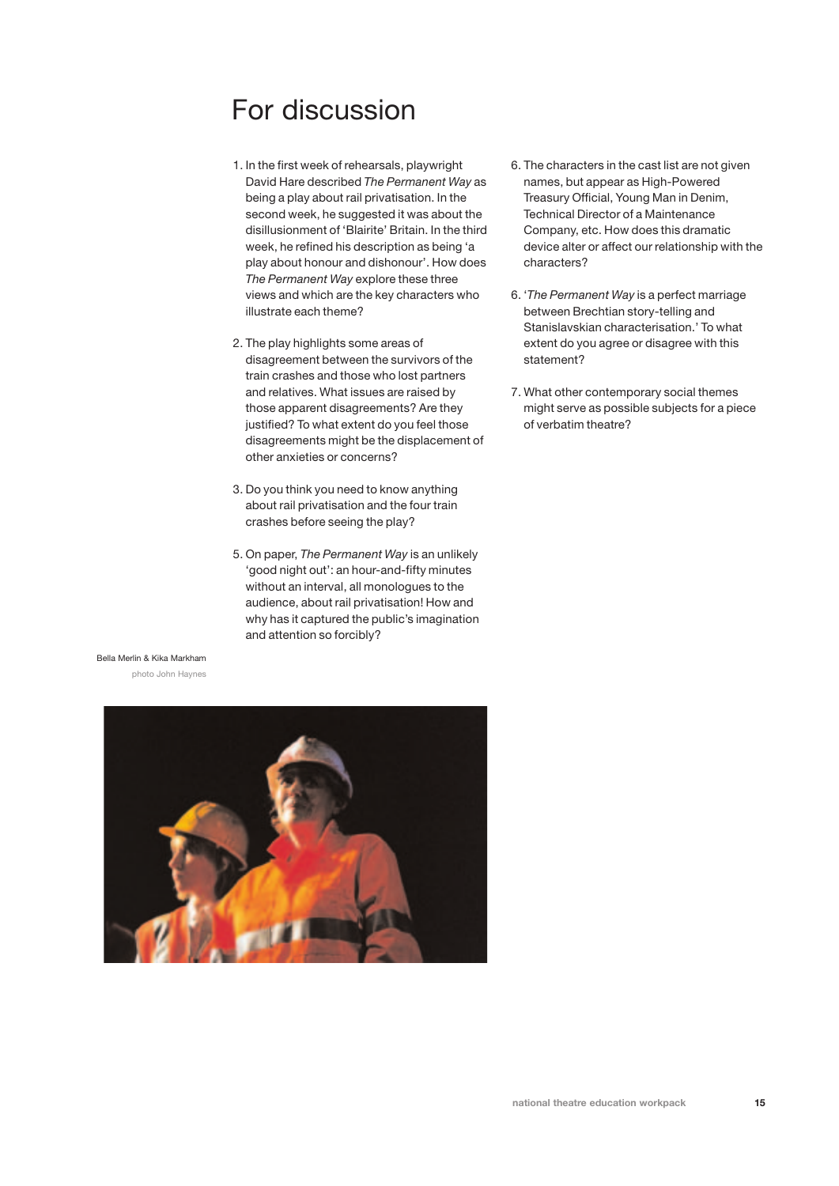# For discussion

1. In the first week of rehearsals, playwright David Hare described *The Permanent Way* as being a play about rail privatisation. In the second week, he suggested it was about the disillusionment of 'Blairite' Britain. In the third week, he refined his description as being 'a play about honour and dishonour'. How does *The Permanent Way* explore these three views and which are the key characters who illustrate each theme?

2. The play highlights some areas of disagreement between the survivors of the train crashes and those who lost partners and relatives. What issues are raised by those apparent disagreements? Are they justified? To what extent do you feel those disagreements might be the displacement of other anxieties or concerns?

3. Do you think you need to know anything about rail privatisation and the four train crashes before seeing the play?

5. On paper, *The Permanent Way* is an unlikely 'good night out': an hour-and-fifty minutes without an interval, all monologues to the audience, about rail privatisation! How and why has it captured the public's imagination and attention so forcibly?

6. The characters in the cast list are not given names, but appear as High-Powered Treasury Official, Young Man in Denim, Technical Director of a Maintenance Company, etc. How does this dramatic device alter or affect our relationship with the characters?

6. '*The Permanent Way* is a perfect marriage between Brechtian story-telling and Stanislavskian characterisation.' To what extent do you agree or disagree with this statement?

7. What other contemporary social themes might serve as possible subjects for a piece of verbatim theatre?

Bella Merlin & Kika Markham

photo John Haynes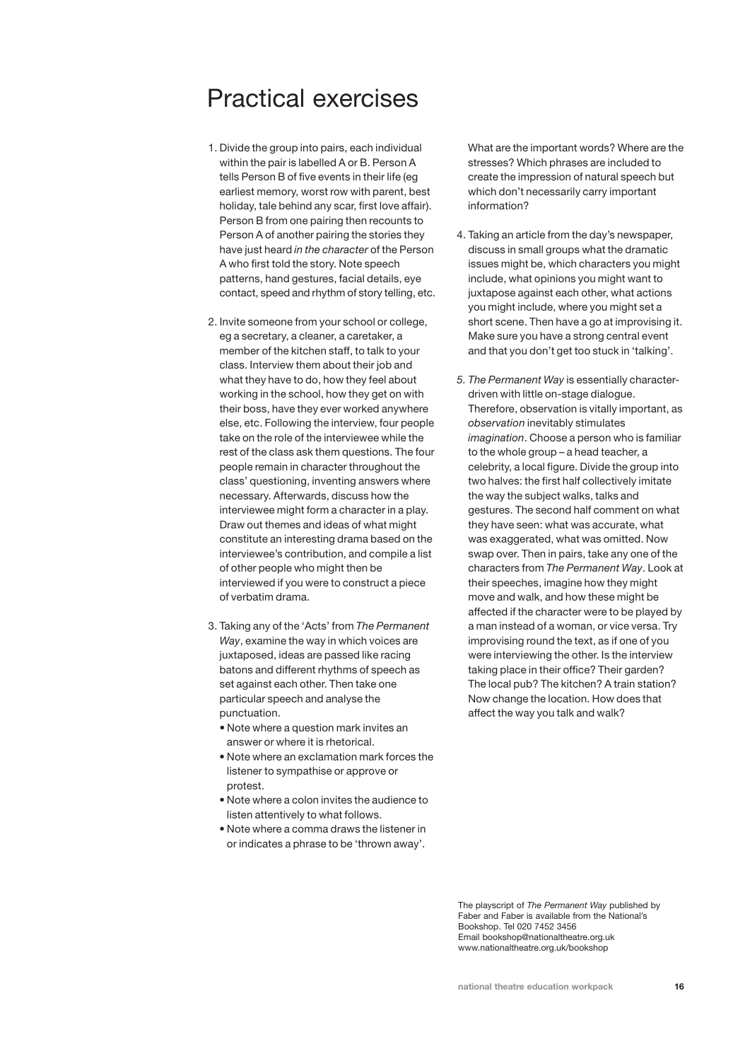# Practical exercises

1. Divide the group into pairs, each individual within the pair is labelled A or B. Person A tells Person B of five events in their life (eg earliest memory, worst row with parent, best holiday, tale behind any scar, first love affair). Person B from one pairing then recounts to Person A of another pairing the stories they have just heard *in the character* of the Person A who first told the story. Note speech patterns, hand gestures, facial details, eye contact, speed and rhythm of story telling, etc.

2. Invite someone from your school or college, eg a secretary, a cleaner, a caretaker, a member of the kitchen staff, to talk to your class. Interview them about their job and what they have to do, how they feel about working in the school, how they get on with their boss, have they ever worked anywhere else, etc. Following the interview, four people take on the role of the interviewee while the rest of the class ask them questions. The four people remain in character throughout the class' questioning, inventing answers where necessary. Afterwards, discuss how the interviewee might form a character in a play. Draw out themes and ideas of what might constitute an interesting drama based on the interviewee's contribution, and compile a list of other people who might then be interviewed if you were to construct a piece of verbatim drama.

3. Taking any of the 'Acts' from *The Permanent Way*, examine the way in which voices are juxtaposed, ideas are passed like racing batons and different rhythms of speech as set against each other. Then take one particular speech and analyse the punctuation.
   - Note where a question mark invites an answer or where it is rhetorical.
   - Note where an exclamation mark forces the listener to sympathise or approve or protest.
   - Note where a colon invites the audience to listen attentively to what follows.
   - Note where a comma draws the listener in or indicates a phrase to be 'thrown away'.

   What are the important words? Where are the stresses? Which phrases are included to create the impression of natural speech but which don't necessarily carry important information?

4. Taking an article from the day's newspaper, discuss in small groups what the dramatic issues might be, which characters you might include, what opinions you might want to juxtapose against each other, what actions you might include, where you might set a short scene. Then have a go at improvising it. Make sure you have a strong central event and that you don't get too stuck in 'talking'.

5. *The Permanent Way* is essentially character-driven with little on-stage dialogue. Therefore, observation is vitally important, as *observation* inevitably stimulates *imagination*. Choose a person who is familiar to the whole group – a head teacher, a celebrity, a local figure. Divide the group into two halves: the first half collectively imitate the way the subject walks, talks and gestures. The second half comment on what they have seen: what was accurate, what was exaggerated, what was omitted. Now swap over. Then in pairs, take any one of the characters from *The Permanent Way*. Look at their speeches, imagine how they might move and walk, and how these might be affected if the character were to be played by a man instead of a woman, or vice versa. Try improvising round the text, as if one of you were interviewing the other. Is the interview taking place in their office? Their garden? The local pub? The kitchen? A train station? Now change the location. How does that affect the way you talk and walk?

The playscript of *The Permanent Way* published by Faber and Faber is available from the National's Bookshop. Tel 020 7452 3456
Email bookshop@nationaltheatre.org.uk
www.nationaltheatre.org.uk/bookshop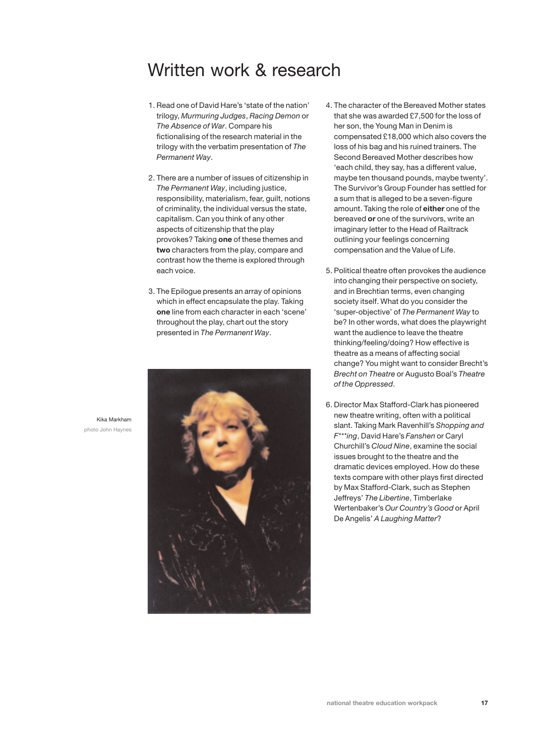# Written work & research

1. Read one of David Hare's 'state of the nation' trilogy, *Murmuring Judges*, *Racing Demon* or *The Absence of War*. Compare his fictionalising of the research material in the trilogy with the verbatim presentation of *The Permanent Way*.

2. There are a number of issues of citizenship in *The Permanent Way*, including justice, responsibility, materialism, fear, guilt, notions of criminality, the individual versus the state, capitalism. Can you think of any other aspects of citizenship that the play provokes? Taking **one** of these themes and **two** characters from the play, compare and contrast how the theme is explored through each voice.

3. The Epilogue presents an array of opinions which in effect encapsulate the play. Taking **one** line from each character in each 'scene' throughout the play, chart out the story presented in *The Permanent Way*.

4. The character of the Bereaved Mother states that she was awarded £7,500 for the loss of her son, the Young Man in Denim is compensated £18,000 which also covers the loss of his bag and his ruined trainers. The Second Bereaved Mother describes how 'each child, they say, has a different value, maybe ten thousand pounds, maybe twenty'. The Survivor's Group Founder has settled for a sum that is alleged to be a seven-figure amount. Taking the role of **either** one of the bereaved **or** one of the survivors, write an imaginary letter to the Head of Railtrack outlining your feelings concerning compensation and the Value of Life.

5. Political theatre often provokes the audience into changing their perspective on society, and in Brechtian terms, even changing society itself. What do you consider the 'super-objective' of *The Permanent Way* to be? In other words, what does the playwright want the audience to leave the theatre thinking/feeling/doing? How effective is theatre as a means of affecting social change? You might want to consider Brecht's *Brecht on Theatre* or Augusto Boal's *Theatre of the Oppressed*.

6. Director Max Stafford-Clark has pioneered new theatre writing, often with a political slant. Taking Mark Ravenhill's *Shopping and F\*\*\*ing*, David Hare's *Fanshen* or Caryl Churchill's *Cloud Nine*, examine the social issues brought to the theatre and the dramatic devices employed. How do these texts compare with other plays first directed by Max Stafford-Clark, such as Stephen Jeffreys' *The Libertine*, Timberlake Wertenbaker's *Our Country's Good* or April De Angelis' *A Laughing Matter*?

Kika Markham
photo John Haynes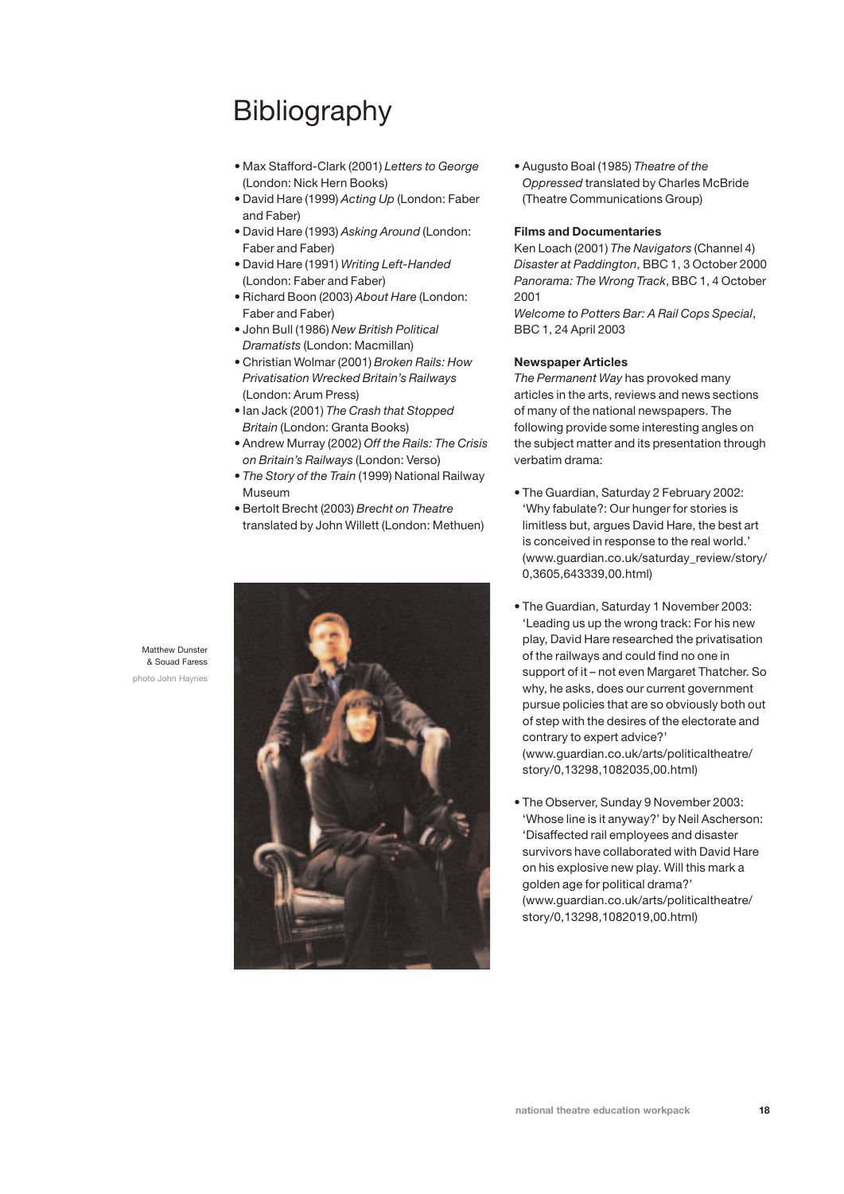# Bibliography

- Max Stafford-Clark (2001) *Letters to George* (London: Nick Hern Books)
- David Hare (1999) *Acting Up* (London: Faber and Faber)
- David Hare (1993) *Asking Around* (London: Faber and Faber)
- David Hare (1991) *Writing Left-Handed* (London: Faber and Faber)
- Richard Boon (2003) *About Hare* (London: Faber and Faber)
- John Bull (1986) *New British Political Dramatists* (London: Macmillan)
- Christian Wolmar (2001) *Broken Rails: How Privatisation Wrecked Britain's Railways* (London: Arum Press)
- Ian Jack (2001) *The Crash that Stopped Britain* (London: Granta Books)
- Andrew Murray (2002) *Off the Rails: The Crisis on Britain's Railways* (London: Verso)
- *The Story of the Train* (1999) National Railway Museum
- Bertolt Brecht (2003) *Brecht on Theatre* translated by John Willett (London: Methuen)
- Augusto Boal (1985) *Theatre of the Oppressed* translated by Charles McBride (Theatre Communications Group)

Matthew Dunster & Souad Faress

photo John Haynes

**Films and Documentaries**

Ken Loach (2001) *The Navigators* (Channel 4)
*Disaster at Paddington*, BBC 1, 3 October 2000
*Panorama: The Wrong Track*, BBC 1, 4 October 2001
*Welcome to Potters Bar: A Rail Cops Special*, BBC 1, 24 April 2003

**Newspaper Articles**

*The Permanent Way* has provoked many articles in the arts, reviews and news sections of many of the national newspapers. The following provide some interesting angles on the subject matter and its presentation through verbatim drama:

- The Guardian, Saturday 2 February 2002: 'Why fabulate?: Our hunger for stories is limitless but, argues David Hare, the best art is conceived in response to the real world.' (www.guardian.co.uk/saturday_review/story/0,3605,643339,00.html)

- The Guardian, Saturday 1 November 2003: 'Leading us up the wrong track: For his new play, David Hare researched the privatisation of the railways and could find no one in support of it – not even Margaret Thatcher. So why, he asks, does our current government pursue policies that are so obviously both out of step with the desires of the electorate and contrary to expert advice?' (www.guardian.co.uk/arts/politicaltheatre/story/0,13298,1082035,00.html)

- The Observer, Sunday 9 November 2003: 'Whose line is it anyway?' by Neil Ascherson: 'Disaffected rail employees and disaster survivors have collaborated with David Hare on his explosive new play. Will this mark a golden age for political drama?' (www.guardian.co.uk/arts/politicaltheatre/story/0,13298,1082019,00.html)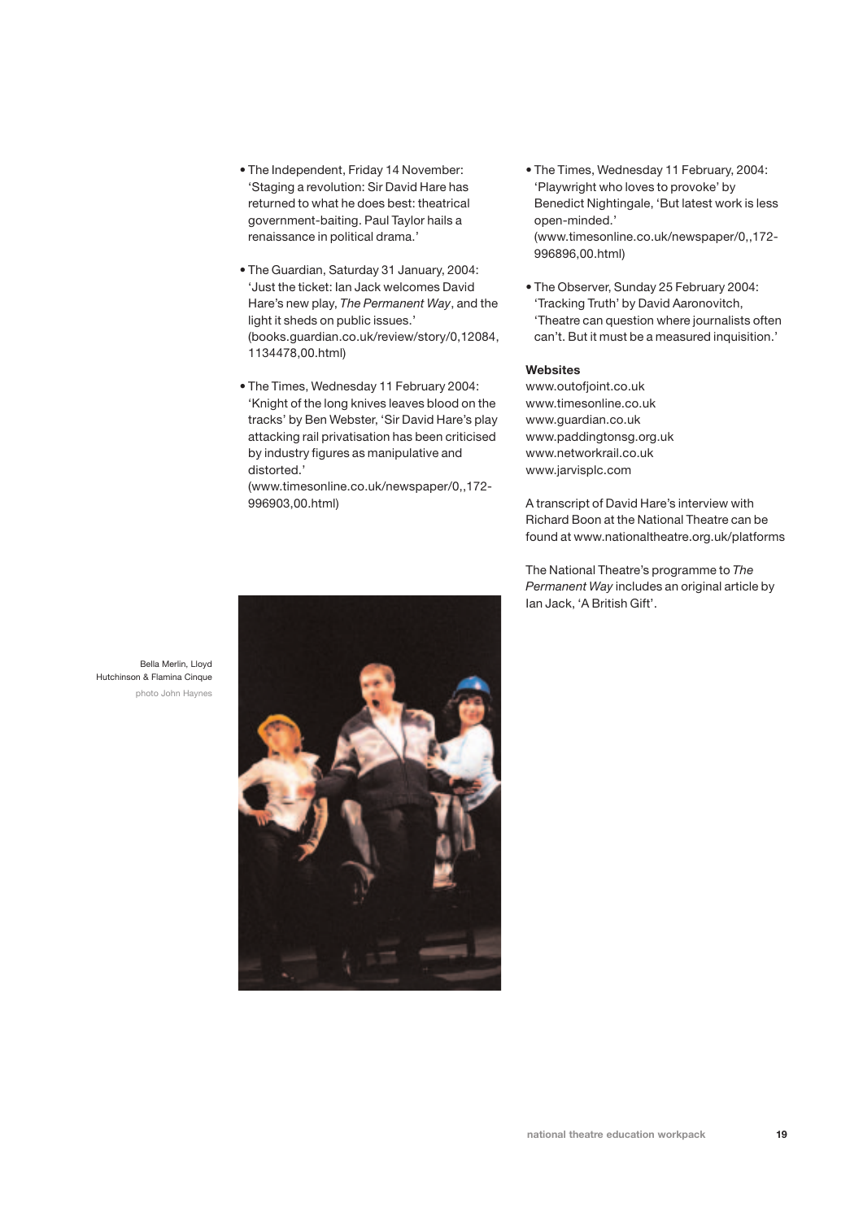- The Independent, Friday 14 November: 'Staging a revolution: Sir David Hare has returned to what he does best: theatrical government-baiting. Paul Taylor hails a renaissance in political drama.'

- The Guardian, Saturday 31 January, 2004: 'Just the ticket: Ian Jack welcomes David Hare's new play, *The Permanent Way*, and the light it sheds on public issues.' (books.guardian.co.uk/review/story/0,12084,1134478,00.html)

- The Times, Wednesday 11 February 2004: 'Knight of the long knives leaves blood on the tracks' by Ben Webster, 'Sir David Hare's play attacking rail privatisation has been criticised by industry figures as manipulative and distorted.' (www.timesonline.co.uk/newspaper/0,,172-996903,00.html)

Bella Merlin, Lloyd Hutchinson & Flamina Cinque
photo John Haynes

- The Times, Wednesday 11 February, 2004: 'Playwright who loves to provoke' by Benedict Nightingale, 'But latest work is less open-minded.' (www.timesonline.co.uk/newspaper/0,,172-996896,00.html)

- The Observer, Sunday 25 February 2004: 'Tracking Truth' by David Aaronovitch, 'Theatre can question where journalists often can't. But it must be a measured inquisition.'

**Websites**
www.outofjoint.co.uk
www.timesonline.co.uk
www.guardian.co.uk
www.paddingtonsg.org.uk
www.networkrail.co.uk
www.jarvisplc.com

A transcript of David Hare's interview with Richard Boon at the National Theatre can be found at www.nationaltheatre.org.uk/platforms

The National Theatre's programme to *The Permanent Way* includes an original article by Ian Jack, 'A British Gift'.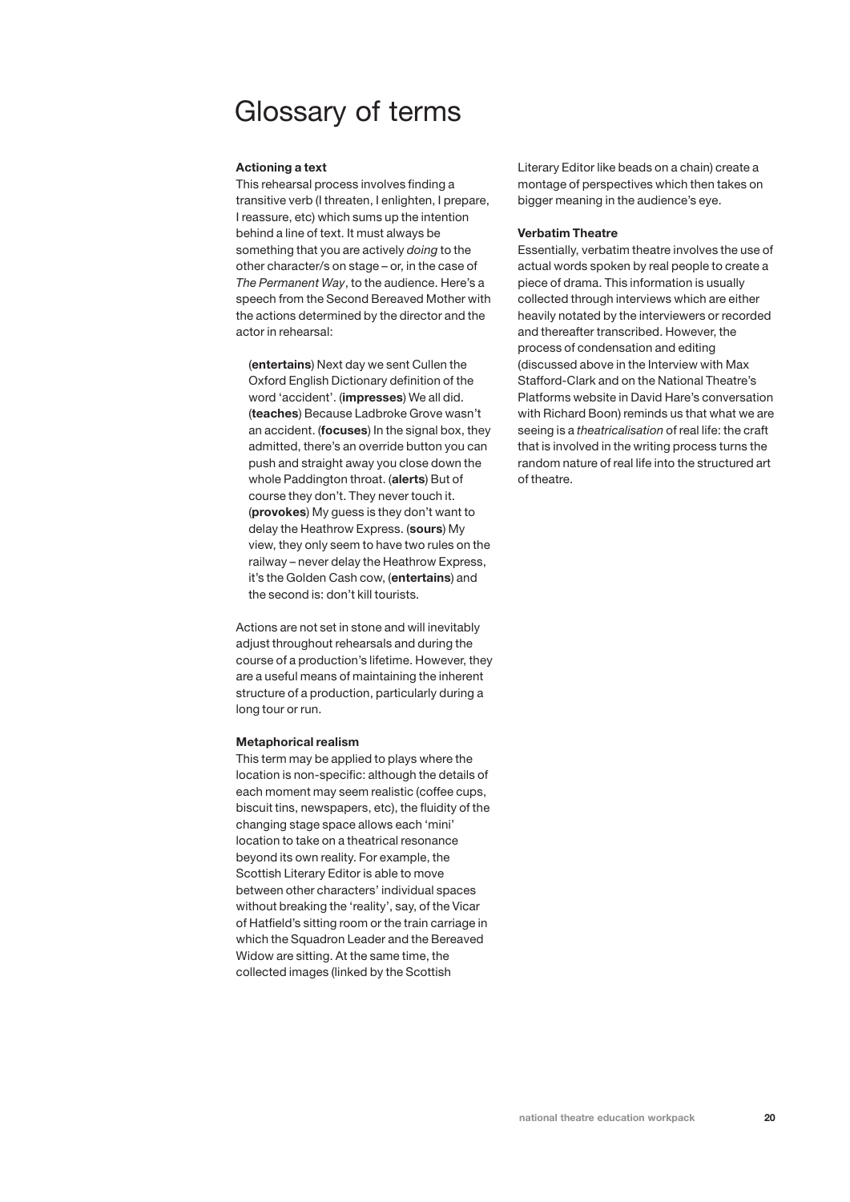# Glossary of terms

### Actioning a text

This rehearsal process involves finding a transitive verb (I threaten, I enlighten, I prepare, I reassure, etc) which sums up the intention behind a line of text. It must always be something that you are actively *doing* to the other character/s on stage – or, in the case of *The Permanent Way*, to the audience. Here's a speech from the Second Bereaved Mother with the actions determined by the director and the actor in rehearsal:

> (**entertains**) Next day we sent Cullen the Oxford English Dictionary definition of the word 'accident'. (**impresses**) We all did. (**teaches**) Because Ladbroke Grove wasn't an accident. (**focuses**) In the signal box, they admitted, there's an override button you can push and straight away you close down the whole Paddington throat. (**alerts**) But of course they don't. They never touch it. (**provokes**) My guess is they don't want to delay the Heathrow Express. (**sours**) My view, they only seem to have two rules on the railway – never delay the Heathrow Express, it's the Golden Cash cow, (**entertains**) and the second is: don't kill tourists.

Actions are not set in stone and will inevitably adjust throughout rehearsals and during the course of a production's lifetime. However, they are a useful means of maintaining the inherent structure of a production, particularly during a long tour or run.

### Metaphorical realism

This term may be applied to plays where the location is non-specific: although the details of each moment may seem realistic (coffee cups, biscuit tins, newspapers, etc), the fluidity of the changing stage space allows each 'mini' location to take on a theatrical resonance beyond its own reality. For example, the Scottish Literary Editor is able to move between other characters' individual spaces without breaking the 'reality', say, of the Vicar of Hatfield's sitting room or the train carriage in which the Squadron Leader and the Bereaved Widow are sitting. At the same time, the collected images (linked by the Scottish Literary Editor like beads on a chain) create a montage of perspectives which then takes on bigger meaning in the audience's eye.

### Verbatim Theatre

Essentially, verbatim theatre involves the use of actual words spoken by real people to create a piece of drama. This information is usually collected through interviews which are either heavily notated by the interviewers or recorded and thereafter transcribed. However, the process of condensation and editing (discussed above in the Interview with Max Stafford-Clark and on the National Theatre's Platforms website in David Hare's conversation with Richard Boon) reminds us that what we are seeing is a *theatricalisation* of real life: the craft that is involved in the writing process turns the random nature of real life into the structured art of theatre.